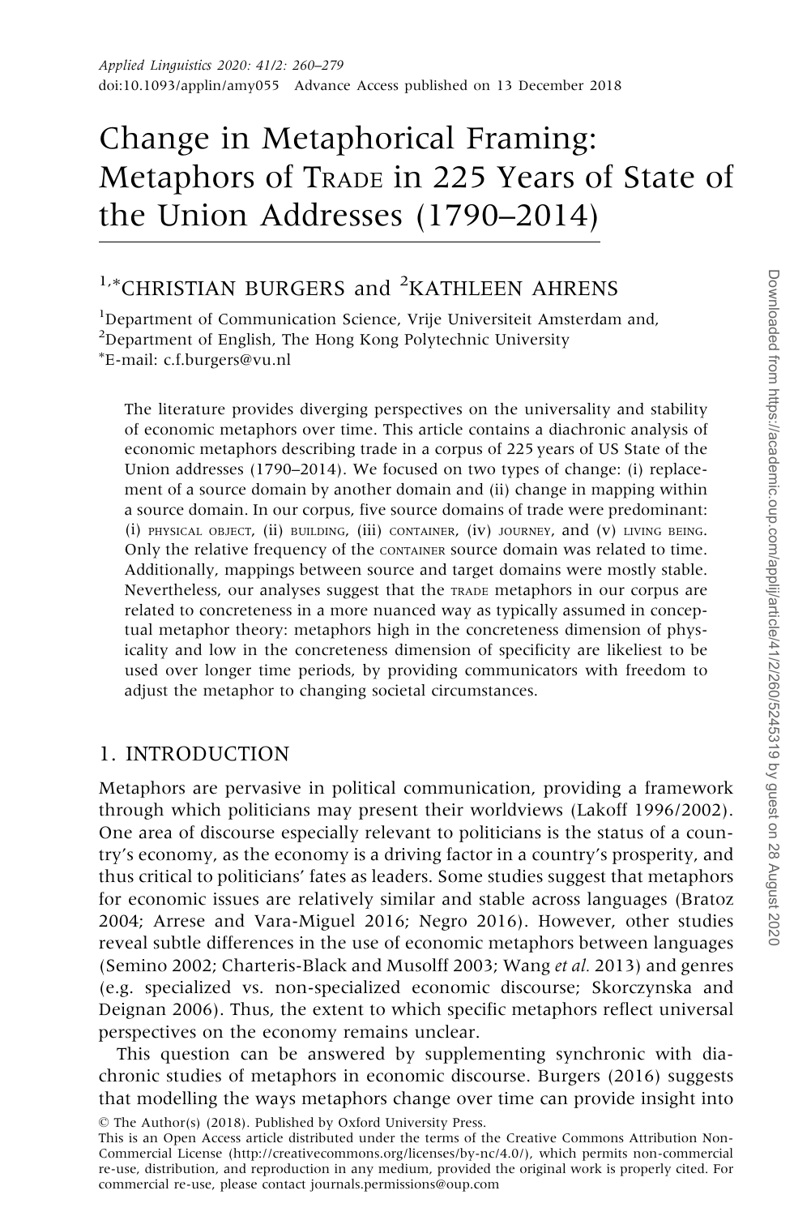# Change in Metaphorical Framing: Metaphors of TRADE in 225 Years of State of the Union Addresses (1790–2014)

[1,*]CHRISTIAN BURGERS and [2]KATHLEEN AHRENS

[1]Department of Communication Science, Vrije Universiteit Amsterdam and,
[2]Department of English, The Hong Kong Polytechnic University
*E-mail: c.f.burgers@vu.nl

The literature provides diverging perspectives on the universality and stability of economic metaphors over time. This article contains a diachronic analysis of economic metaphors describing trade in a corpus of 225 years of US State of the Union addresses (1790–2014). We focused on two types of change: (i) replacement of a source domain by another domain and (ii) change in mapping within a source domain. In our corpus, five source domains of trade were predominant: (i) PHYSICAL OBJECT, (ii) BUILDING, (iii) CONTAINER, (iv) JOURNEY, and (v) LIVING BEING. Only the relative frequency of the CONTAINER source domain was related to time. Additionally, mappings between source and target domains were mostly stable. Nevertheless, our analyses suggest that the TRADE metaphors in our corpus are related to concreteness in a more nuanced way as typically assumed in conceptual metaphor theory: metaphors high in the concreteness dimension of physicality and low in the concreteness dimension of specificity are likeliest to be used over longer time periods, by providing communicators with freedom to adjust the metaphor to changing societal circumstances.

## 1. INTRODUCTION

Metaphors are pervasive in political communication, providing a framework through which politicians may present their worldviews (Lakoff 1996/2002). One area of discourse especially relevant to politicians is the status of a country's economy, as the economy is a driving factor in a country's prosperity, and thus critical to politicians' fates as leaders. Some studies suggest that metaphors for economic issues are relatively similar and stable across languages (Bratoz 2004; Arrese and Vara-Miguel 2016; Negro 2016). However, other studies reveal subtle differences in the use of economic metaphors between languages (Semino 2002; Charteris-Black and Musolff 2003; Wang *et al.* 2013) and genres (e.g. specialized vs. non-specialized economic discourse; Skorczynska and Deignan 2006). Thus, the extent to which specific metaphors reflect universal perspectives on the economy remains unclear.

This question can be answered by supplementing synchronic with diachronic studies of metaphors in economic discourse. Burgers (2016) suggests that modelling the ways metaphors change over time can provide insight into

© The Author(s) (2018). Published by Oxford University Press.
This is an Open Access article distributed under the terms of the Creative Commons Attribution Non-Commercial License (http://creativecommons.org/licenses/by-nc/4.0/), which permits non-commercial re-use, distribution, and reproduction in any medium, provided the original work is properly cited. For commercial re-use, please contact journals.permissions@oup.com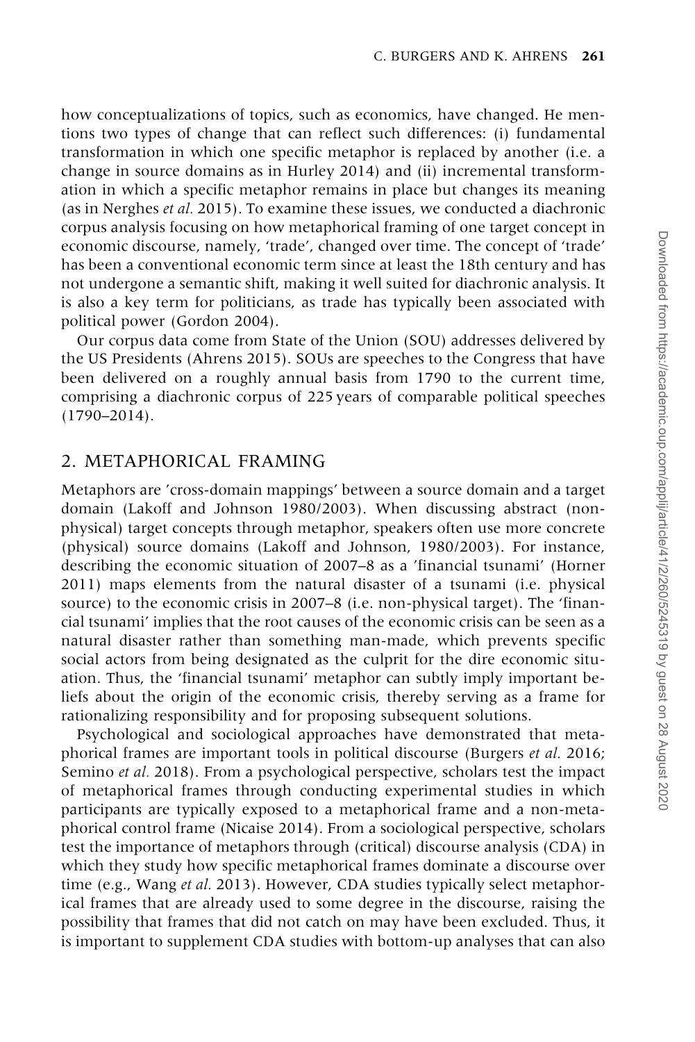how conceptualizations of topics, such as economics, have changed. He mentions two types of change that can reflect such differences: (i) fundamental transformation in which one specific metaphor is replaced by another (i.e. a change in source domains as in Hurley 2014) and (ii) incremental transformation in which a specific metaphor remains in place but changes its meaning (as in Nerghes *et al.* 2015). To examine these issues, we conducted a diachronic corpus analysis focusing on how metaphorical framing of one target concept in economic discourse, namely, 'trade', changed over time. The concept of 'trade' has been a conventional economic term since at least the 18th century and has not undergone a semantic shift, making it well suited for diachronic analysis. It is also a key term for politicians, as trade has typically been associated with political power (Gordon 2004).

Our corpus data come from State of the Union (SOU) addresses delivered by the US Presidents (Ahrens 2015). SOUs are speeches to the Congress that have been delivered on a roughly annual basis from 1790 to the current time, comprising a diachronic corpus of 225 years of comparable political speeches (1790–2014).

## 2. METAPHORICAL FRAMING

Metaphors are 'cross-domain mappings' between a source domain and a target domain (Lakoff and Johnson 1980/2003). When discussing abstract (non-physical) target concepts through metaphor, speakers often use more concrete (physical) source domains (Lakoff and Johnson, 1980/2003). For instance, describing the economic situation of 2007–8 as a 'financial tsunami' (Horner 2011) maps elements from the natural disaster of a tsunami (i.e. physical source) to the economic crisis in 2007–8 (i.e. non-physical target). The 'financial tsunami' implies that the root causes of the economic crisis can be seen as a natural disaster rather than something man-made, which prevents specific social actors from being designated as the culprit for the dire economic situation. Thus, the 'financial tsunami' metaphor can subtly imply important beliefs about the origin of the economic crisis, thereby serving as a frame for rationalizing responsibility and for proposing subsequent solutions.

Psychological and sociological approaches have demonstrated that metaphorical frames are important tools in political discourse (Burgers *et al.* 2016; Semino *et al.* 2018). From a psychological perspective, scholars test the impact of metaphorical frames through conducting experimental studies in which participants are typically exposed to a metaphorical frame and a non-metaphorical control frame (Nicaise 2014). From a sociological perspective, scholars test the importance of metaphors through (critical) discourse analysis (CDA) in which they study how specific metaphorical frames dominate a discourse over time (e.g., Wang *et al.* 2013). However, CDA studies typically select metaphorical frames that are already used to some degree in the discourse, raising the possibility that frames that did not catch on may have been excluded. Thus, it is important to supplement CDA studies with bottom-up analyses that can also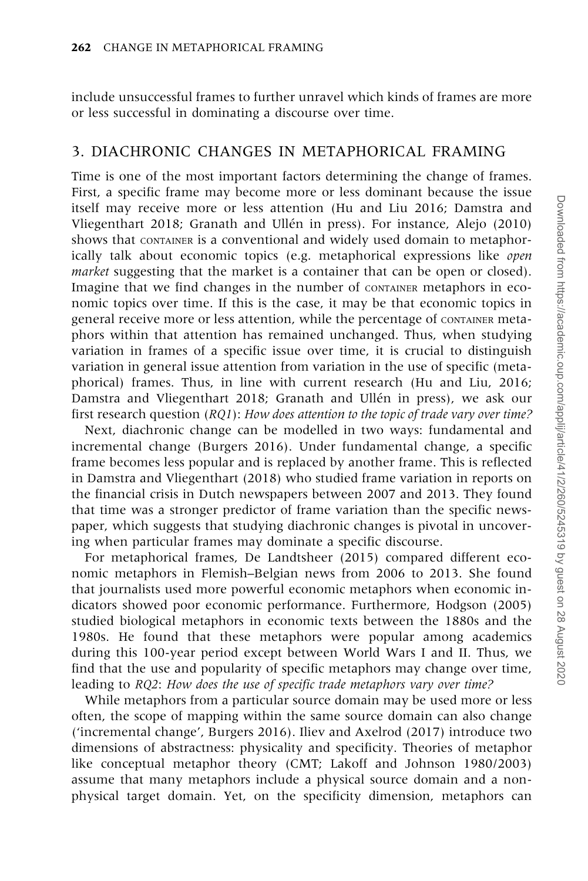include unsuccessful frames to further unravel which kinds of frames are more or less successful in dominating a discourse over time.

## 3. DIACHRONIC CHANGES IN METAPHORICAL FRAMING

Time is one of the most important factors determining the change of frames. First, a specific frame may become more or less dominant because the issue itself may receive more or less attention (Hu and Liu 2016; Damstra and Vliegenthart 2018; Granath and Ullén in press). For instance, Alejo (2010) shows that CONTAINER is a conventional and widely used domain to metaphorically talk about economic topics (e.g. metaphorical expressions like *open market* suggesting that the market is a container that can be open or closed). Imagine that we find changes in the number of CONTAINER metaphors in economic topics over time. If this is the case, it may be that economic topics in general receive more or less attention, while the percentage of CONTAINER metaphors within that attention has remained unchanged. Thus, when studying variation in frames of a specific issue over time, it is crucial to distinguish variation in general issue attention from variation in the use of specific (metaphorical) frames. Thus, in line with current research (Hu and Liu, 2016; Damstra and Vliegenthart 2018; Granath and Ullén in press), we ask our first research question (*RQ1*): *How does attention to the topic of trade vary over time?*

Next, diachronic change can be modelled in two ways: fundamental and incremental change (Burgers 2016). Under fundamental change, a specific frame becomes less popular and is replaced by another frame. This is reflected in Damstra and Vliegenthart (2018) who studied frame variation in reports on the financial crisis in Dutch newspapers between 2007 and 2013. They found that time was a stronger predictor of frame variation than the specific newspaper, which suggests that studying diachronic changes is pivotal in uncovering when particular frames may dominate a specific discourse.

For metaphorical frames, De Landtsheer (2015) compared different economic metaphors in Flemish–Belgian news from 2006 to 2013. She found that journalists used more powerful economic metaphors when economic indicators showed poor economic performance. Furthermore, Hodgson (2005) studied biological metaphors in economic texts between the 1880s and the 1980s. He found that these metaphors were popular among academics during this 100-year period except between World Wars I and II. Thus, we find that the use and popularity of specific metaphors may change over time, leading to *RQ2*: *How does the use of specific trade metaphors vary over time?*

While metaphors from a particular source domain may be used more or less often, the scope of mapping within the same source domain can also change ('incremental change', Burgers 2016). Iliev and Axelrod (2017) introduce two dimensions of abstractness: physicality and specificity. Theories of metaphor like conceptual metaphor theory (CMT; Lakoff and Johnson 1980/2003) assume that many metaphors include a physical source domain and a non-physical target domain. Yet, on the specificity dimension, metaphors can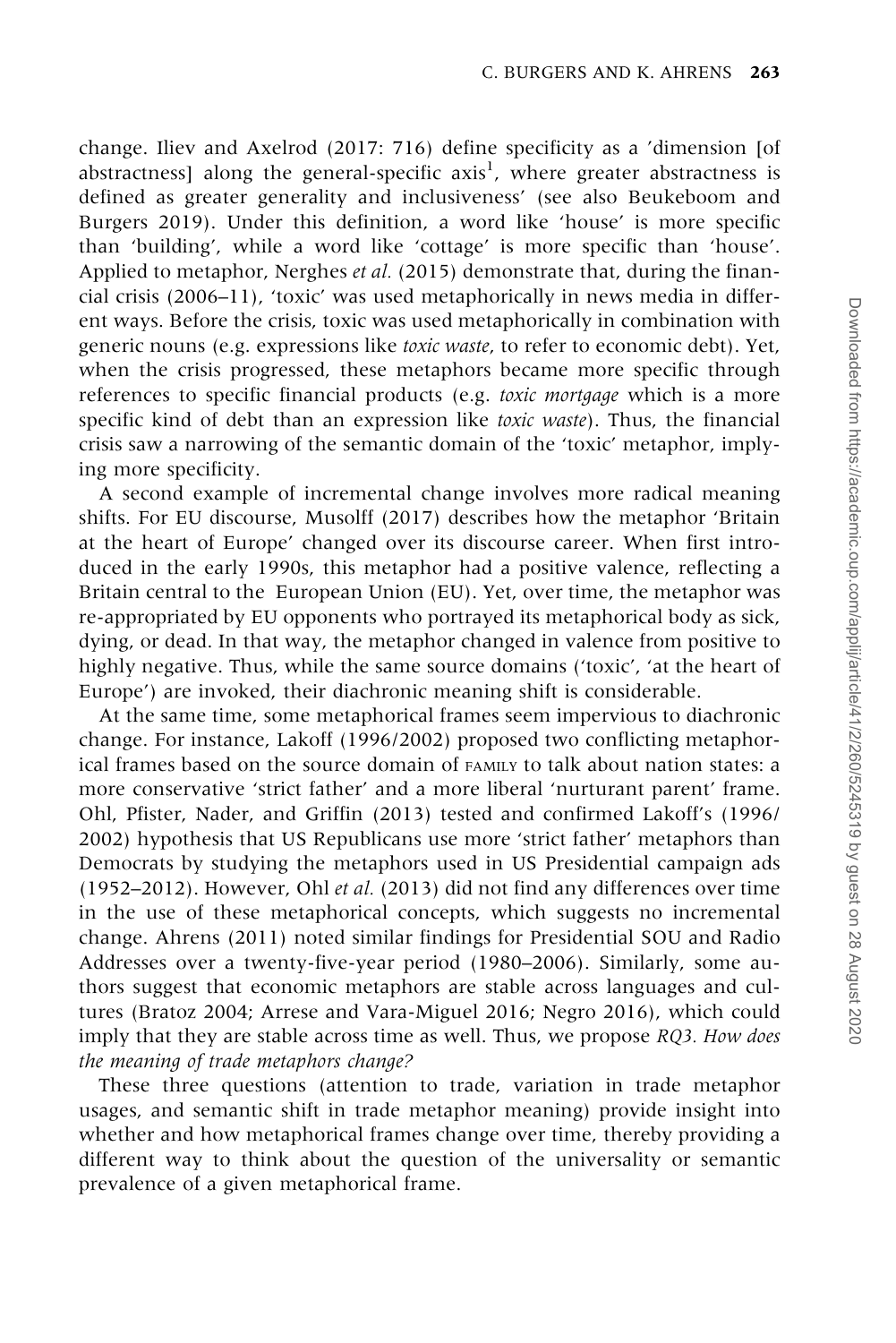change. Iliev and Axelrod (2017: 716) define specificity as a ’dimension [of abstractness] along the general-specific axis[1], where greater abstractness is defined as greater generality and inclusiveness’ (see also Beukeboom and Burgers 2019). Under this definition, a word like ‘house’ is more specific than ‘building’, while a word like ‘cottage’ is more specific than ‘house’. Applied to metaphor, Nerghes *et al.* (2015) demonstrate that, during the financial crisis (2006–11), ‘toxic’ was used metaphorically in news media in different ways. Before the crisis, toxic was used metaphorically in combination with generic nouns (e.g. expressions like *toxic waste*, to refer to economic debt). Yet, when the crisis progressed, these metaphors became more specific through references to specific financial products (e.g. *toxic mortgage* which is a more specific kind of debt than an expression like *toxic waste*). Thus, the financial crisis saw a narrowing of the semantic domain of the ‘toxic’ metaphor, implying more specificity.

A second example of incremental change involves more radical meaning shifts. For EU discourse, Musolff (2017) describes how the metaphor ‘Britain at the heart of Europe’ changed over its discourse career. When first introduced in the early 1990s, this metaphor had a positive valence, reflecting a Britain central to the European Union (EU). Yet, over time, the metaphor was re-appropriated by EU opponents who portrayed its metaphorical body as sick, dying, or dead. In that way, the metaphor changed in valence from positive to highly negative. Thus, while the same source domains (‘toxic’, ‘at the heart of Europe’) are invoked, their diachronic meaning shift is considerable.

At the same time, some metaphorical frames seem impervious to diachronic change. For instance, Lakoff (1996/2002) proposed two conflicting metaphorical frames based on the source domain of FAMILY to talk about nation states: a more conservative ‘strict father’ and a more liberal ‘nurturant parent’ frame. Ohl, Pfister, Nader, and Griffin (2013) tested and confirmed Lakoff’s (1996/2002) hypothesis that US Republicans use more ‘strict father’ metaphors than Democrats by studying the metaphors used in US Presidential campaign ads (1952–2012). However, Ohl *et al.* (2013) did not find any differences over time in the use of these metaphorical concepts, which suggests no incremental change. Ahrens (2011) noted similar findings for Presidential SOU and Radio Addresses over a twenty-five-year period (1980–2006). Similarly, some authors suggest that economic metaphors are stable across languages and cultures (Bratoz 2004; Arrese and Vara-Miguel 2016; Negro 2016), which could imply that they are stable across time as well. Thus, we propose *RQ3. How does the meaning of trade metaphors change?*

These three questions (attention to trade, variation in trade metaphor usages, and semantic shift in trade metaphor meaning) provide insight into whether and how metaphorical frames change over time, thereby providing a different way to think about the question of the universality or semantic prevalence of a given metaphorical frame.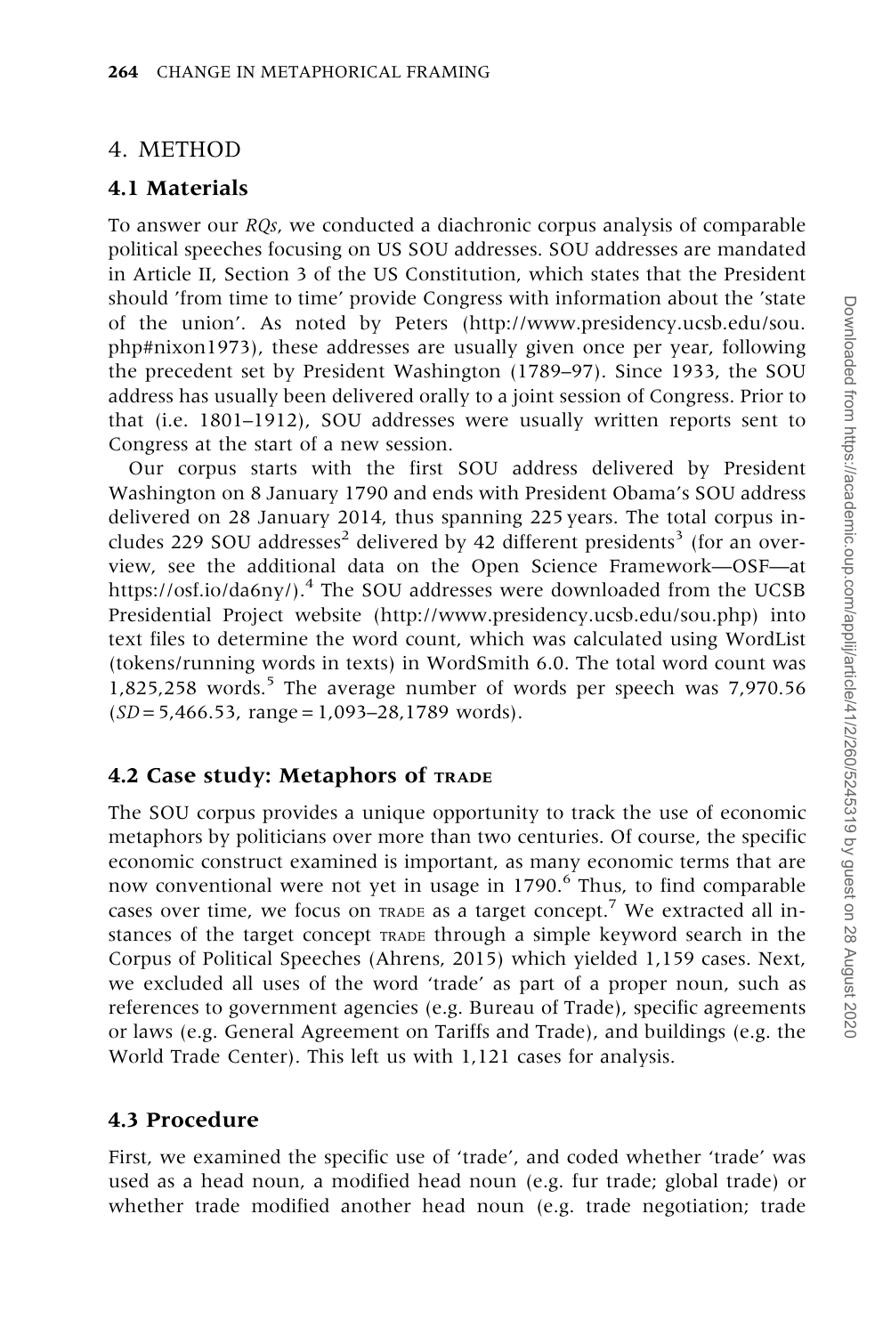## 4. METHOD

### 4.1 Materials

To answer our *RQs*, we conducted a diachronic corpus analysis of comparable political speeches focusing on US SOU addresses. SOU addresses are mandated in Article II, Section 3 of the US Constitution, which states that the President should 'from time to time' provide Congress with information about the 'state of the union'. As noted by Peters (http://www.presidency.ucsb.edu/sou.php#nixon1973), these addresses are usually given once per year, following the precedent set by President Washington (1789–97). Since 1933, the SOU address has usually been delivered orally to a joint session of Congress. Prior to that (i.e. 1801–1912), SOU addresses were usually written reports sent to Congress at the start of a new session.

Our corpus starts with the first SOU address delivered by President Washington on 8 January 1790 and ends with President Obama's SOU address delivered on 28 January 2014, thus spanning 225 years. The total corpus includes 229 SOU addresses[2] delivered by 42 different presidents[3] (for an overview, see the additional data on the Open Science Framework—OSF—at https://osf.io/da6ny/).[4] The SOU addresses were downloaded from the UCSB Presidential Project website (http://www.presidency.ucsb.edu/sou.php) into text files to determine the word count, which was calculated using WordList (tokens/running words in texts) in WordSmith 6.0. The total word count was 1,825,258 words.[5] The average number of words per speech was 7,970.56 (*SD* = 5,466.53, range = 1,093–28,1789 words).

### 4.2 Case study: Metaphors of TRADE

The SOU corpus provides a unique opportunity to track the use of economic metaphors by politicians over more than two centuries. Of course, the specific economic construct examined is important, as many economic terms that are now conventional were not yet in usage in 1790.[6] Thus, to find comparable cases over time, we focus on TRADE as a target concept.[7] We extracted all instances of the target concept TRADE through a simple keyword search in the Corpus of Political Speeches (Ahrens, 2015) which yielded 1,159 cases. Next, we excluded all uses of the word 'trade' as part of a proper noun, such as references to government agencies (e.g. Bureau of Trade), specific agreements or laws (e.g. General Agreement on Tariffs and Trade), and buildings (e.g. the World Trade Center). This left us with 1,121 cases for analysis.

### 4.3 Procedure

First, we examined the specific use of 'trade', and coded whether 'trade' was used as a head noun, a modified head noun (e.g. fur trade; global trade) or whether trade modified another head noun (e.g. trade negotiation; trade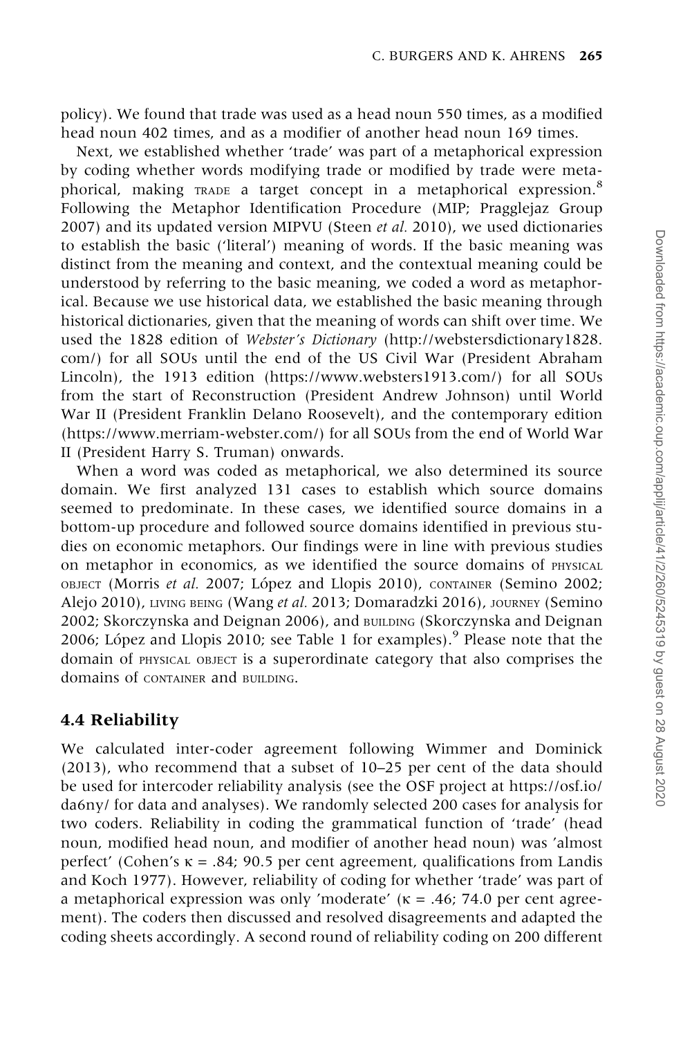policy). We found that trade was used as a head noun 550 times, as a modified head noun 402 times, and as a modifier of another head noun 169 times.

Next, we established whether 'trade' was part of a metaphorical expression by coding whether words modifying trade or modified by trade were metaphorical, making TRADE a target concept in a metaphorical expression.[8] Following the Metaphor Identification Procedure (MIP; Pragglejaz Group 2007) and its updated version MIPVU (Steen *et al.* 2010), we used dictionaries to establish the basic ('literal') meaning of words. If the basic meaning was distinct from the meaning and context, and the contextual meaning could be understood by referring to the basic meaning, we coded a word as metaphorical. Because we use historical data, we established the basic meaning through historical dictionaries, given that the meaning of words can shift over time. We used the 1828 edition of *Webster's Dictionary* (http://webstersdictionary1828.com/) for all SOUs until the end of the US Civil War (President Abraham Lincoln), the 1913 edition (https://www.websters1913.com/) for all SOUs from the start of Reconstruction (President Andrew Johnson) until World War II (President Franklin Delano Roosevelt), and the contemporary edition (https://www.merriam-webster.com/) for all SOUs from the end of World War II (President Harry S. Truman) onwards.

When a word was coded as metaphorical, we also determined its source domain. We first analyzed 131 cases to establish which source domains seemed to predominate. In these cases, we identified source domains in a bottom-up procedure and followed source domains identified in previous studies on economic metaphors. Our findings were in line with previous studies on metaphor in economics, as we identified the source domains of PHYSICAL OBJECT (Morris *et al.* 2007; López and Llopis 2010), CONTAINER (Semino 2002; Alejo 2010), LIVING BEING (Wang *et al.* 2013; Domaradzki 2016), JOURNEY (Semino 2002; Skorczynska and Deignan 2006), and BUILDING (Skorczynska and Deignan 2006; López and Llopis 2010; see Table 1 for examples).[9] Please note that the domain of PHYSICAL OBJECT is a superordinate category that also comprises the domains of CONTAINER and BUILDING.

### 4.4 Reliability

We calculated inter-coder agreement following Wimmer and Dominick (2013), who recommend that a subset of 10–25 per cent of the data should be used for intercoder reliability analysis (see the OSF project at https://osf.io/da6ny/ for data and analyses). We randomly selected 200 cases for analysis for two coders. Reliability in coding the grammatical function of 'trade' (head noun, modified head noun, and modifier of another head noun) was 'almost perfect' (Cohen's $\kappa = .84$; 90.5 per cent agreement, qualifications from Landis and Koch 1977). However, reliability of coding for whether 'trade' was part of a metaphorical expression was only 'moderate' ($\kappa = .46$; 74.0 per cent agreement). The coders then discussed and resolved disagreements and adapted the coding sheets accordingly. A second round of reliability coding on 200 different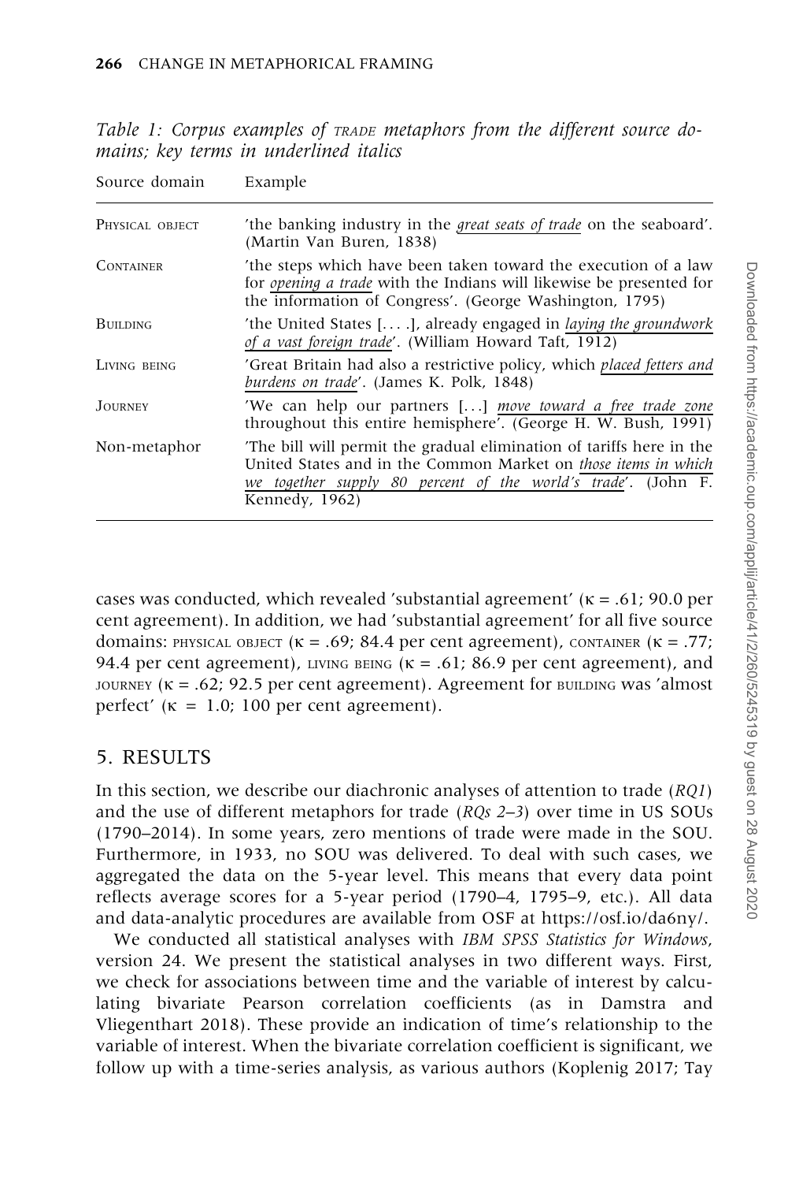*Table 1: Corpus examples of* TRADE *metaphors from the different source domains; key terms in underlined italics*

| Source domain | Example |
|---|---|
| PHYSICAL OBJECT | 'the banking industry in the *great seats of trade* on the seaboard'. (Martin Van Buren, 1838) |
| CONTAINER | 'the steps which have been taken toward the execution of a law for *opening a trade* with the Indians will likewise be presented for the information of Congress'. (George Washington, 1795) |
| BUILDING | 'the United States [... .], already engaged in *laying the groundwork of a vast foreign trade*'. (William Howard Taft, 1912) |
| LIVING BEING | 'Great Britain had also a restrictive policy, which *placed fetters and burdens on trade*'. (James K. Polk, 1848) |
| JOURNEY | 'We can help our partners [...] *move toward a free trade zone* throughout this entire hemisphere'. (George H. W. Bush, 1991) |
| Non-metaphor | 'The bill will permit the gradual elimination of tariffs here in the United States and in the Common Market on *those items in which we together supply 80 percent of the world's trade*'. (John F. Kennedy, 1962) |

cases was conducted, which revealed 'substantial agreement' ($\kappa = .61$; 90.0 per cent agreement). In addition, we had 'substantial agreement' for all five source domains: PHYSICAL OBJECT ($\kappa = .69$; 84.4 per cent agreement), CONTAINER ($\kappa = .77$; 94.4 per cent agreement), LIVING BEING ($\kappa = .61$; 86.9 per cent agreement), and JOURNEY ($\kappa = .62$; 92.5 per cent agreement). Agreement for BUILDING was 'almost perfect' ($\kappa = 1.0$; 100 per cent agreement).

## 5. RESULTS

In this section, we describe our diachronic analyses of attention to trade (*RQ1*) and the use of different metaphors for trade (*RQs 2–3*) over time in US SOUs (1790–2014). In some years, zero mentions of trade were made in the SOU. Furthermore, in 1933, no SOU was delivered. To deal with such cases, we aggregated the data on the 5-year level. This means that every data point reflects average scores for a 5-year period (1790–4, 1795–9, etc.). All data and data-analytic procedures are available from OSF at https://osf.io/da6ny/.

We conducted all statistical analyses with *IBM SPSS Statistics for Windows*, version 24. We present the statistical analyses in two different ways. First, we check for associations between time and the variable of interest by calculating bivariate Pearson correlation coefficients (as in Damstra and Vliegenthart 2018). These provide an indication of time's relationship to the variable of interest. When the bivariate correlation coefficient is significant, we follow up with a time-series analysis, as various authors (Koplenig 2017; Tay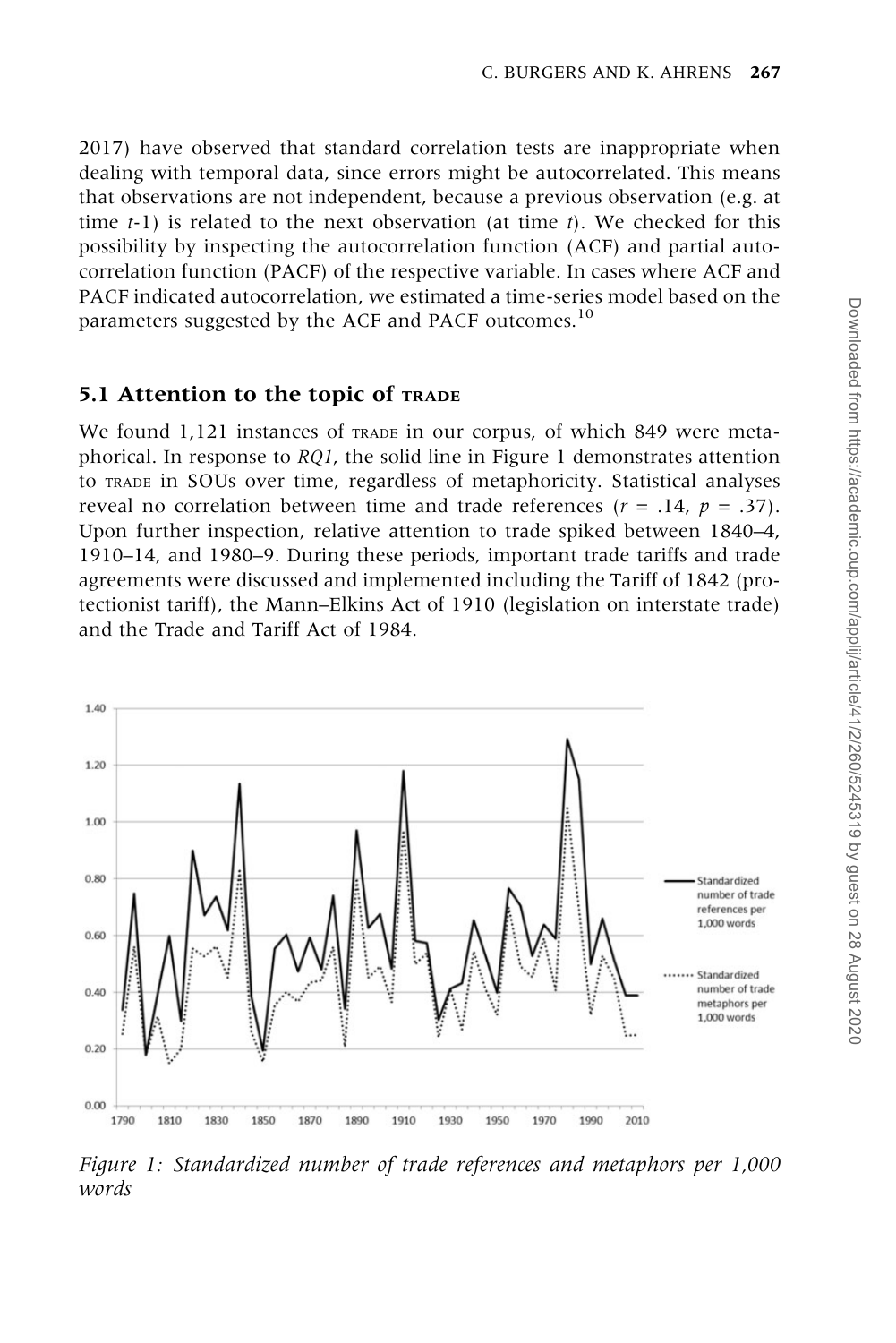2017) have observed that standard correlation tests are inappropriate when dealing with temporal data, since errors might be autocorrelated. This means that observations are not independent, because a previous observation (e.g. at time *t*-1) is related to the next observation (at time *t*). We checked for this possibility by inspecting the autocorrelation function (ACF) and partial autocorrelation function (PACF) of the respective variable. In cases where ACF and PACF indicated autocorrelation, we estimated a time-series model based on the parameters suggested by the ACF and PACF outcomes.[10]

### 5.1 Attention to the topic of TRADE

We found 1,121 instances of TRADE in our corpus, of which 849 were metaphorical. In response to *RQ1*, the solid line in Figure 1 demonstrates attention to TRADE in SOUs over time, regardless of metaphoricity. Statistical analyses reveal no correlation between time and trade references ($r$ = .14, $p$ = .37). Upon further inspection, relative attention to trade spiked between 1840–4, 1910–14, and 1980–9. During these periods, important trade tariffs and trade agreements were discussed and implemented including the Tariff of 1842 (protectionist tariff), the Mann–Elkins Act of 1910 (legislation on interstate trade) and the Trade and Tariff Act of 1984.

*Figure 1: Standardized number of trade references and metaphors per 1,000 words*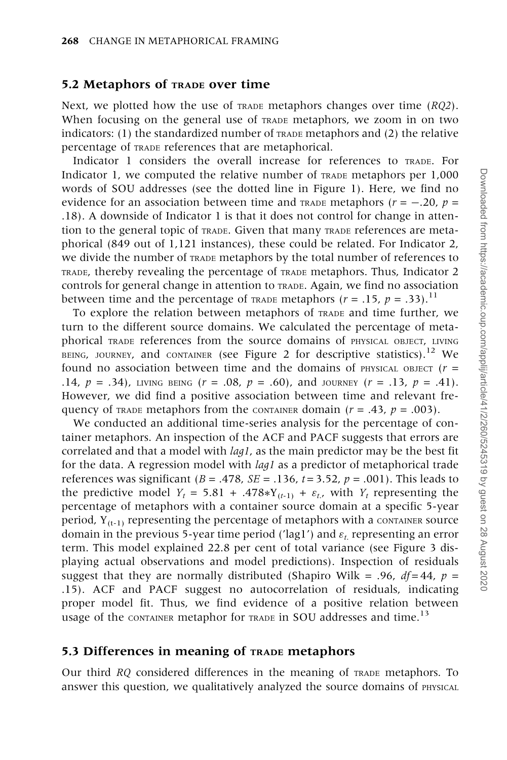## 5.2 Metaphors of TRADE over time

Next, we plotted how the use of TRADE metaphors changes over time (*RQ2*). When focusing on the general use of TRADE metaphors, we zoom in on two indicators: (1) the standardized number of TRADE metaphors and (2) the relative percentage of TRADE references that are metaphorical.

Indicator 1 considers the overall increase for references to TRADE. For Indicator 1, we computed the relative number of TRADE metaphors per 1,000 words of SOU addresses (see the dotted line in Figure 1). Here, we find no evidence for an association between time and TRADE metaphors ($r = -.20$, $p = .18$). A downside of Indicator 1 is that it does not control for change in attention to the general topic of TRADE. Given that many TRADE references are metaphorical (849 out of 1,121 instances), these could be related. For Indicator 2, we divide the number of TRADE metaphors by the total number of references to TRADE, thereby revealing the percentage of TRADE metaphors. Thus, Indicator 2 controls for general change in attention to TRADE. Again, we find no association between time and the percentage of TRADE metaphors ($r = .15$, $p = .33$).[11]

To explore the relation between metaphors of TRADE and time further, we turn to the different source domains. We calculated the percentage of metaphorical TRADE references from the source domains of PHYSICAL OBJECT, LIVING BEING, JOURNEY, and CONTAINER (see Figure 2 for descriptive statistics).[12] We found no association between time and the domains of PHYSICAL OBJECT ($r = .14$, $p = .34$), LIVING BEING ($r = .08$, $p = .60$), and JOURNEY ($r = .13$, $p = .41$). However, we did find a positive association between time and relevant frequency of TRADE metaphors from the CONTAINER domain ($r = .43$, $p = .003$).

We conducted an additional time-series analysis for the percentage of container metaphors. An inspection of the ACF and PACF suggests that errors are correlated and that a model with *lag1*, as the main predictor may be the best fit for the data. A regression model with *lag1* as a predictor of metaphorical trade references was significant ($B = .478$, $SE = .136$, $t = 3.52$, $p = .001$). This leads to the predictive model $Y_t = 5.81 + .478 * Y_{(t-1)} + \varepsilon_t$, with $Y_t$ representing the percentage of metaphors with a container source domain at a specific 5-year period, $Y_{(t-1)}$ representing the percentage of metaphors with a CONTAINER source domain in the previous 5-year time period ('lag1') and $\varepsilon_t$ representing an error term. This model explained 22.8 per cent of total variance (see Figure 3 displaying actual observations and model predictions). Inspection of residuals suggest that they are normally distributed (Shapiro Wilk = .96, $df = 44$, $p = .15$). ACF and PACF suggest no autocorrelation of residuals, indicating proper model fit. Thus, we find evidence of a positive relation between usage of the CONTAINER metaphor for TRADE in SOU addresses and time.[13]

## 5.3 Differences in meaning of TRADE metaphors

Our third *RQ* considered differences in the meaning of TRADE metaphors. To answer this question, we qualitatively analyzed the source domains of PHYSICAL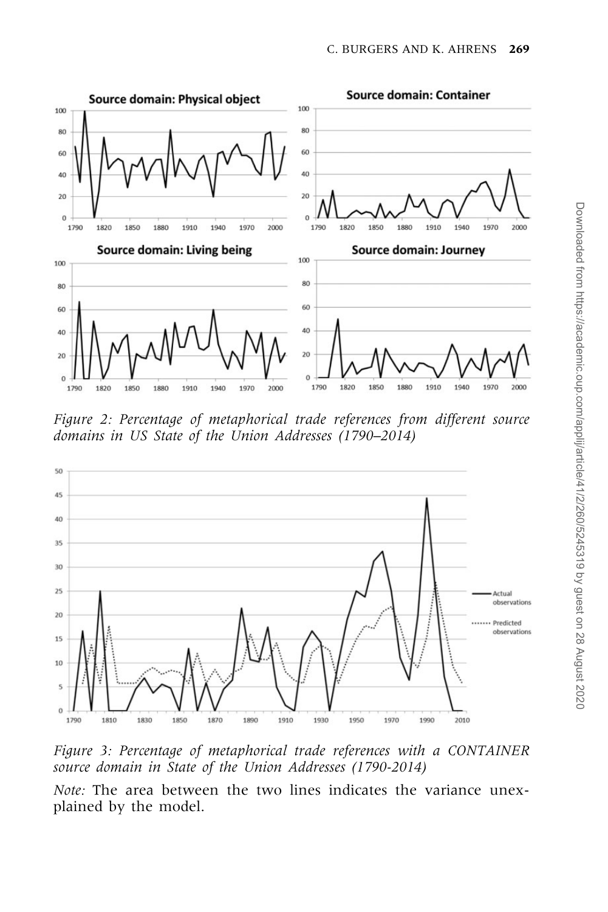*Figure 2: Percentage of metaphorical trade references from different source domains in US State of the Union Addresses (1790–2014)*

*Figure 3: Percentage of metaphorical trade references with a CONTAINER source domain in State of the Union Addresses (1790-2014)*

*Note:* The area between the two lines indicates the variance unexplained by the model.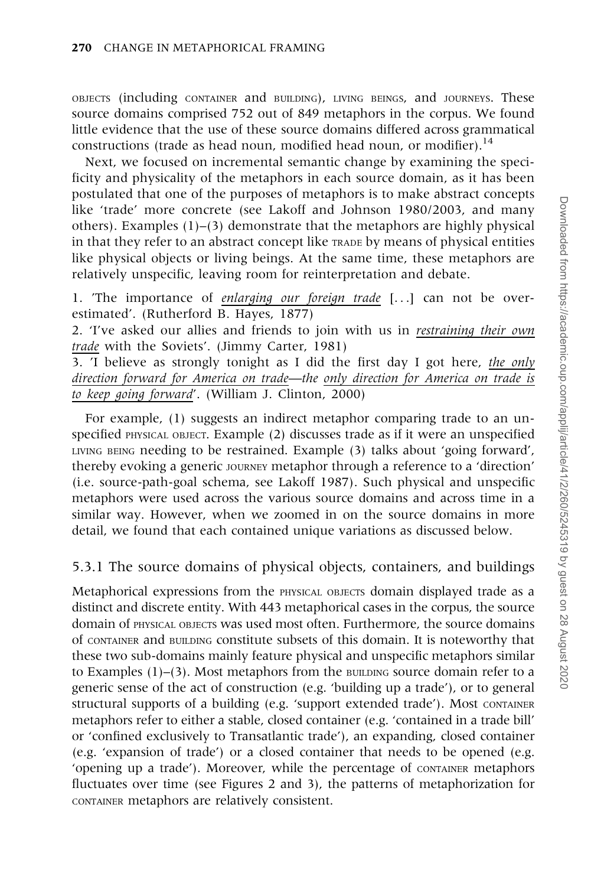OBJECTS (including CONTAINER and BUILDING), LIVING BEINGS, and JOURNEYS. These source domains comprised 752 out of 849 metaphors in the corpus. We found little evidence that the use of these source domains differed across grammatical constructions (trade as head noun, modified head noun, or modifier).[14]

Next, we focused on incremental semantic change by examining the specificity and physicality of the metaphors in each source domain, as it has been postulated that one of the purposes of metaphors is to make abstract concepts like 'trade' more concrete (see Lakoff and Johnson 1980/2003, and many others). Examples (1)–(3) demonstrate that the metaphors are highly physical in that they refer to an abstract concept like TRADE by means of physical entities like physical objects or living beings. At the same time, these metaphors are relatively unspecific, leaving room for reinterpretation and debate.

1. 'The importance of *enlarging our foreign trade* [...] can not be overestimated'. (Rutherford B. Hayes, 1877)
2. 'I've asked our allies and friends to join with us in *restraining their own trade* with the Soviets'. (Jimmy Carter, 1981)
3. 'I believe as strongly tonight as I did the first day I got here, *the only direction forward for America on trade*—the *only direction for America on trade is to keep going forward*'. (William J. Clinton, 2000)

For example, (1) suggests an indirect metaphor comparing trade to an unspecified PHYSICAL OBJECT. Example (2) discusses trade as if it were an unspecified LIVING BEING needing to be restrained. Example (3) talks about 'going forward', thereby evoking a generic JOURNEY metaphor through a reference to a 'direction' (i.e. source-path-goal schema, see Lakoff 1987). Such physical and unspecific metaphors were used across the various source domains and across time in a similar way. However, when we zoomed in on the source domains in more detail, we found that each contained unique variations as discussed below.

### 5.3.1 The source domains of physical objects, containers, and buildings

Metaphorical expressions from the PHYSICAL OBJECTS domain displayed trade as a distinct and discrete entity. With 443 metaphorical cases in the corpus, the source domain of PHYSICAL OBJECTS was used most often. Furthermore, the source domains of CONTAINER and BUILDING constitute subsets of this domain. It is noteworthy that these two sub-domains mainly feature physical and unspecific metaphors similar to Examples (1)–(3). Most metaphors from the BUILDING source domain refer to a generic sense of the act of construction (e.g. 'building up a trade'), or to general structural supports of a building (e.g. 'support extended trade'). Most CONTAINER metaphors refer to either a stable, closed container (e.g. 'contained in a trade bill' or 'confined exclusively to Transatlantic trade'), an expanding, closed container (e.g. 'expansion of trade') or a closed container that needs to be opened (e.g. 'opening up a trade'). Moreover, while the percentage of CONTAINER metaphors fluctuates over time (see Figures 2 and 3), the patterns of metaphorization for CONTAINER metaphors are relatively consistent.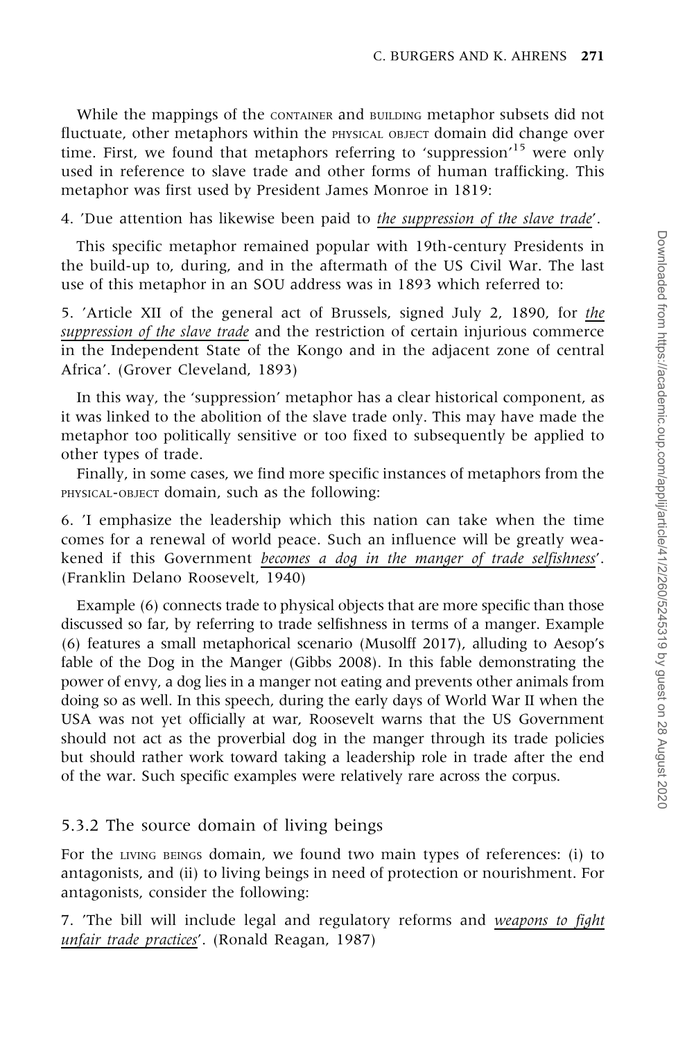While the mappings of the CONTAINER and BUILDING metaphor subsets did not fluctuate, other metaphors within the PHYSICAL OBJECT domain did change over time. First, we found that metaphors referring to 'suppression'[15] were only used in reference to slave trade and other forms of human trafficking. This metaphor was first used by President James Monroe in 1819:

4. 'Due attention has likewise been paid to _the suppression of the slave trade_'.

This specific metaphor remained popular with 19th-century Presidents in the build-up to, during, and in the aftermath of the US Civil War. The last use of this metaphor in an SOU address was in 1893 which referred to:

5. 'Article XII of the general act of Brussels, signed July 2, 1890, for _the suppression of the slave trade_ and the restriction of certain injurious commerce in the Independent State of the Kongo and in the adjacent zone of central Africa'. (Grover Cleveland, 1893)

In this way, the 'suppression' metaphor has a clear historical component, as it was linked to the abolition of the slave trade only. This may have made the metaphor too politically sensitive or too fixed to subsequently be applied to other types of trade.

Finally, in some cases, we find more specific instances of metaphors from the PHYSICAL-OBJECT domain, such as the following:

6. 'I emphasize the leadership which this nation can take when the time comes for a renewal of world peace. Such an influence will be greatly weakened if this Government _becomes a dog in the manger of trade selfishness_'. (Franklin Delano Roosevelt, 1940)

Example (6) connects trade to physical objects that are more specific than those discussed so far, by referring to trade selfishness in terms of a manger. Example (6) features a small metaphorical scenario (Musolff 2017), alluding to Aesop's fable of the Dog in the Manger (Gibbs 2008). In this fable demonstrating the power of envy, a dog lies in a manger not eating and prevents other animals from doing so as well. In this speech, during the early days of World War II when the USA was not yet officially at war, Roosevelt warns that the US Government should not act as the proverbial dog in the manger through its trade policies but should rather work toward taking a leadership role in trade after the end of the war. Such specific examples were relatively rare across the corpus.

### 5.3.2 The source domain of living beings

For the LIVING BEINGS domain, we found two main types of references: (i) to antagonists, and (ii) to living beings in need of protection or nourishment. For antagonists, consider the following:

7. 'The bill will include legal and regulatory reforms and _weapons to fight unfair trade practices_'. (Ronald Reagan, 1987)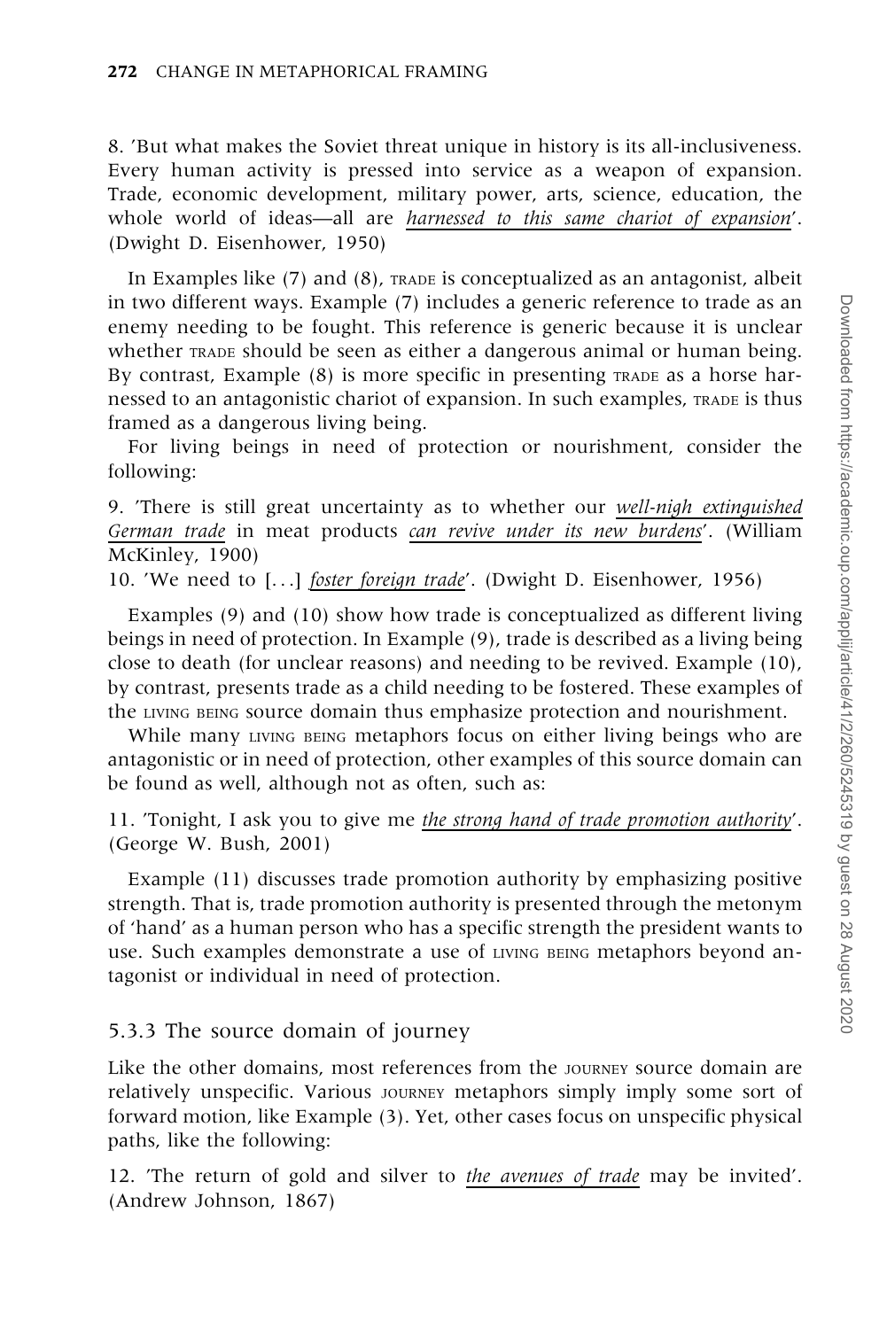8. 'But what makes the Soviet threat unique in history is its all-inclusiveness. Every human activity is pressed into service as a weapon of expansion. Trade, economic development, military power, arts, science, education, the whole world of ideas—all are harnessed to this same chariot of expansion'. (Dwight D. Eisenhower, 1950)

In Examples like (7) and (8), TRADE is conceptualized as an antagonist, albeit in two different ways. Example (7) includes a generic reference to trade as an enemy needing to be fought. This reference is generic because it is unclear whether TRADE should be seen as either a dangerous animal or human being. By contrast, Example (8) is more specific in presenting TRADE as a horse harnessed to an antagonistic chariot of expansion. In such examples, TRADE is thus framed as a dangerous living being.

For living beings in need of protection or nourishment, consider the following:

9. 'There is still great uncertainty as to whether our well-nigh extinguished German trade in meat products can revive under its new burdens'. (William McKinley, 1900)

10. 'We need to [...] foster foreign trade'. (Dwight D. Eisenhower, 1956)

Examples (9) and (10) show how trade is conceptualized as different living beings in need of protection. In Example (9), trade is described as a living being close to death (for unclear reasons) and needing to be revived. Example (10), by contrast, presents trade as a child needing to be fostered. These examples of the LIVING BEING source domain thus emphasize protection and nourishment.

While many LIVING BEING metaphors focus on either living beings who are antagonistic or in need of protection, other examples of this source domain can be found as well, although not as often, such as:

11. 'Tonight, I ask you to give me the strong hand of trade promotion authority'. (George W. Bush, 2001)

Example (11) discusses trade promotion authority by emphasizing positive strength. That is, trade promotion authority is presented through the metonym of 'hand' as a human person who has a specific strength the president wants to use. Such examples demonstrate a use of LIVING BEING metaphors beyond antagonist or individual in need of protection.

### 5.3.3 The source domain of journey

Like the other domains, most references from the JOURNEY source domain are relatively unspecific. Various JOURNEY metaphors simply imply some sort of forward motion, like Example (3). Yet, other cases focus on unspecific physical paths, like the following:

12. 'The return of gold and silver to the avenues of trade may be invited'. (Andrew Johnson, 1867)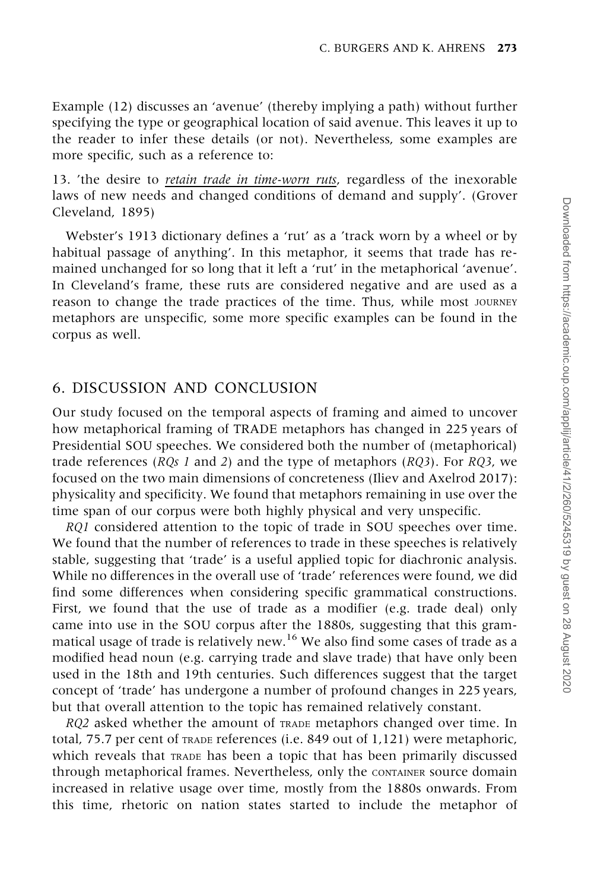Example (12) discusses an 'avenue' (thereby implying a path) without further specifying the type or geographical location of said avenue. This leaves it up to the reader to infer these details (or not). Nevertheless, some examples are more specific, such as a reference to:

13. 'the desire to *retain trade in time-worn ruts*, regardless of the inexorable laws of new needs and changed conditions of demand and supply'. (Grover Cleveland, 1895)

Webster's 1913 dictionary defines a 'rut' as a 'track worn by a wheel or by habitual passage of anything'. In this metaphor, it seems that trade has remained unchanged for so long that it left a 'rut' in the metaphorical 'avenue'. In Cleveland's frame, these ruts are considered negative and are used as a reason to change the trade practices of the time. Thus, while most JOURNEY metaphors are unspecific, some more specific examples can be found in the corpus as well.

## 6. DISCUSSION AND CONCLUSION

Our study focused on the temporal aspects of framing and aimed to uncover how metaphorical framing of TRADE metaphors has changed in 225 years of Presidential SOU speeches. We considered both the number of (metaphorical) trade references (*RQs 1* and *2*) and the type of metaphors (*RQ3*). For *RQ3*, we focused on the two main dimensions of concreteness (Iliev and Axelrod 2017): physicality and specificity. We found that metaphors remaining in use over the time span of our corpus were both highly physical and very unspecific.

*RQ1* considered attention to the topic of trade in SOU speeches over time. We found that the number of references to trade in these speeches is relatively stable, suggesting that 'trade' is a useful applied topic for diachronic analysis. While no differences in the overall use of 'trade' references were found, we did find some differences when considering specific grammatical constructions. First, we found that the use of trade as a modifier (e.g. trade deal) only came into use in the SOU corpus after the 1880s, suggesting that this grammatical usage of trade is relatively new.[16] We also find some cases of trade as a modified head noun (e.g. carrying trade and slave trade) that have only been used in the 18th and 19th centuries. Such differences suggest that the target concept of 'trade' has undergone a number of profound changes in 225 years, but that overall attention to the topic has remained relatively constant.

*RQ2* asked whether the amount of TRADE metaphors changed over time. In total, 75.7 per cent of TRADE references (i.e. 849 out of 1,121) were metaphoric, which reveals that TRADE has been a topic that has been primarily discussed through metaphorical frames. Nevertheless, only the CONTAINER source domain increased in relative usage over time, mostly from the 1880s onwards. From this time, rhetoric on nation states started to include the metaphor of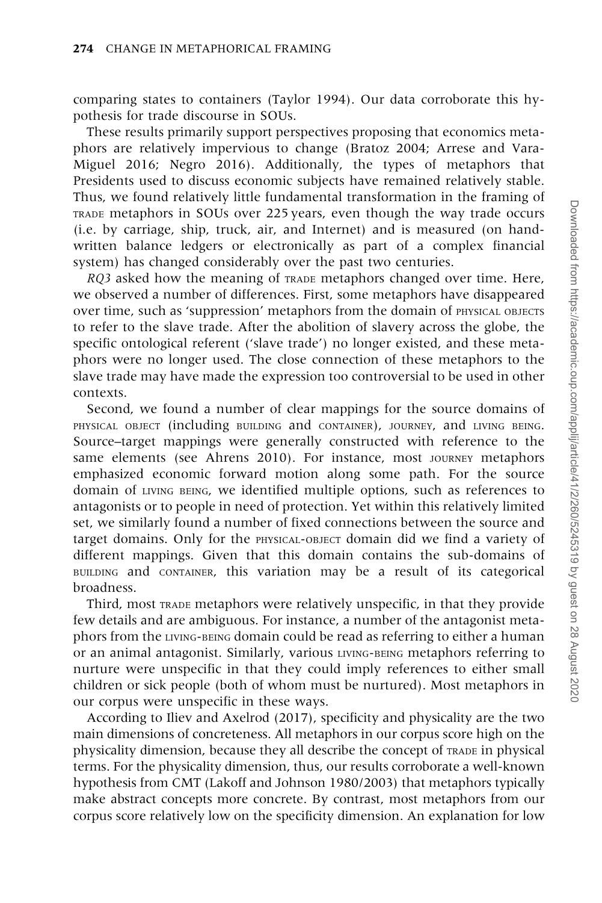comparing states to containers (Taylor 1994). Our data corroborate this hypothesis for trade discourse in SOUs.

These results primarily support perspectives proposing that economics metaphors are relatively impervious to change (Bratoz 2004; Arrese and Vara-Miguel 2016; Negro 2016). Additionally, the types of metaphors that Presidents used to discuss economic subjects have remained relatively stable. Thus, we found relatively little fundamental transformation in the framing of TRADE metaphors in SOUs over 225 years, even though the way trade occurs (i.e. by carriage, ship, truck, air, and Internet) and is measured (on handwritten balance ledgers or electronically as part of a complex financial system) has changed considerably over the past two centuries.

*RQ3* asked how the meaning of TRADE metaphors changed over time. Here, we observed a number of differences. First, some metaphors have disappeared over time, such as 'suppression' metaphors from the domain of PHYSICAL OBJECTS to refer to the slave trade. After the abolition of slavery across the globe, the specific ontological referent ('slave trade') no longer existed, and these metaphors were no longer used. The close connection of these metaphors to the slave trade may have made the expression too controversial to be used in other contexts.

Second, we found a number of clear mappings for the source domains of PHYSICAL OBJECT (including BUILDING and CONTAINER), JOURNEY, and LIVING BEING. Source–target mappings were generally constructed with reference to the same elements (see Ahrens 2010). For instance, most JOURNEY metaphors emphasized economic forward motion along some path. For the source domain of LIVING BEING, we identified multiple options, such as references to antagonists or to people in need of protection. Yet within this relatively limited set, we similarly found a number of fixed connections between the source and target domains. Only for the PHYSICAL-OBJECT domain did we find a variety of different mappings. Given that this domain contains the sub-domains of BUILDING and CONTAINER, this variation may be a result of its categorical broadness.

Third, most TRADE metaphors were relatively unspecific, in that they provide few details and are ambiguous. For instance, a number of the antagonist metaphors from the LIVING-BEING domain could be read as referring to either a human or an animal antagonist. Similarly, various LIVING-BEING metaphors referring to nurture were unspecific in that they could imply references to either small children or sick people (both of whom must be nurtured). Most metaphors in our corpus were unspecific in these ways.

According to Iliev and Axelrod (2017), specificity and physicality are the two main dimensions of concreteness. All metaphors in our corpus score high on the physicality dimension, because they all describe the concept of TRADE in physical terms. For the physicality dimension, thus, our results corroborate a well-known hypothesis from CMT (Lakoff and Johnson 1980/2003) that metaphors typically make abstract concepts more concrete. By contrast, most metaphors from our corpus score relatively low on the specificity dimension. An explanation for low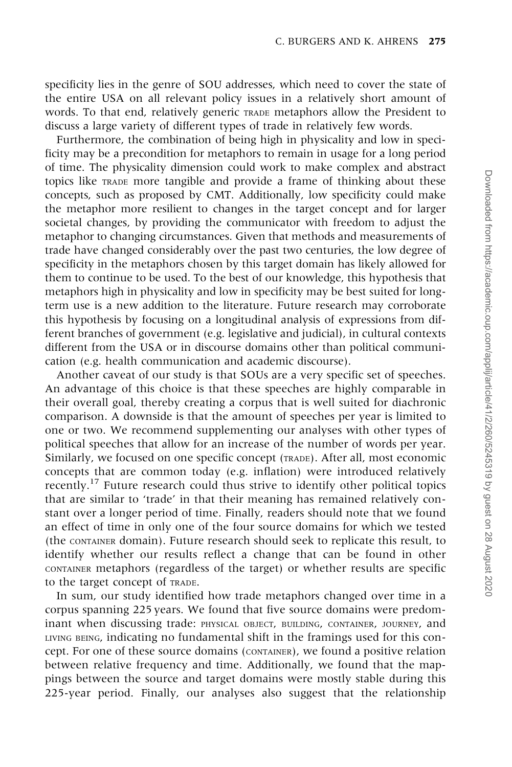specificity lies in the genre of SOU addresses, which need to cover the state of the entire USA on all relevant policy issues in a relatively short amount of words. To that end, relatively generic TRADE metaphors allow the President to discuss a large variety of different types of trade in relatively few words.

Furthermore, the combination of being high in physicality and low in specificity may be a precondition for metaphors to remain in usage for a long period of time. The physicality dimension could work to make complex and abstract topics like TRADE more tangible and provide a frame of thinking about these concepts, such as proposed by CMT. Additionally, low specificity could make the metaphor more resilient to changes in the target concept and for larger societal changes, by providing the communicator with freedom to adjust the metaphor to changing circumstances. Given that methods and measurements of trade have changed considerably over the past two centuries, the low degree of specificity in the metaphors chosen by this target domain has likely allowed for them to continue to be used. To the best of our knowledge, this hypothesis that metaphors high in physicality and low in specificity may be best suited for long-term use is a new addition to the literature. Future research may corroborate this hypothesis by focusing on a longitudinal analysis of expressions from different branches of government (e.g. legislative and judicial), in cultural contexts different from the USA or in discourse domains other than political communication (e.g. health communication and academic discourse).

Another caveat of our study is that SOUs are a very specific set of speeches. An advantage of this choice is that these speeches are highly comparable in their overall goal, thereby creating a corpus that is well suited for diachronic comparison. A downside is that the amount of speeches per year is limited to one or two. We recommend supplementing our analyses with other types of political speeches that allow for an increase of the number of words per year. Similarly, we focused on one specific concept (TRADE). After all, most economic concepts that are common today (e.g. inflation) were introduced relatively recently.[17] Future research could thus strive to identify other political topics that are similar to 'trade' in that their meaning has remained relatively constant over a longer period of time. Finally, readers should note that we found an effect of time in only one of the four source domains for which we tested (the CONTAINER domain). Future research should seek to replicate this result, to identify whether our results reflect a change that can be found in other CONTAINER metaphors (regardless of the target) or whether results are specific to the target concept of TRADE.

In sum, our study identified how trade metaphors changed over time in a corpus spanning 225 years. We found that five source domains were predominant when discussing trade: PHYSICAL OBJECT, BUILDING, CONTAINER, JOURNEY, and LIVING BEING, indicating no fundamental shift in the framings used for this concept. For one of these source domains (CONTAINER), we found a positive relation between relative frequency and time. Additionally, we found that the mappings between the source and target domains were mostly stable during this 225-year period. Finally, our analyses also suggest that the relationship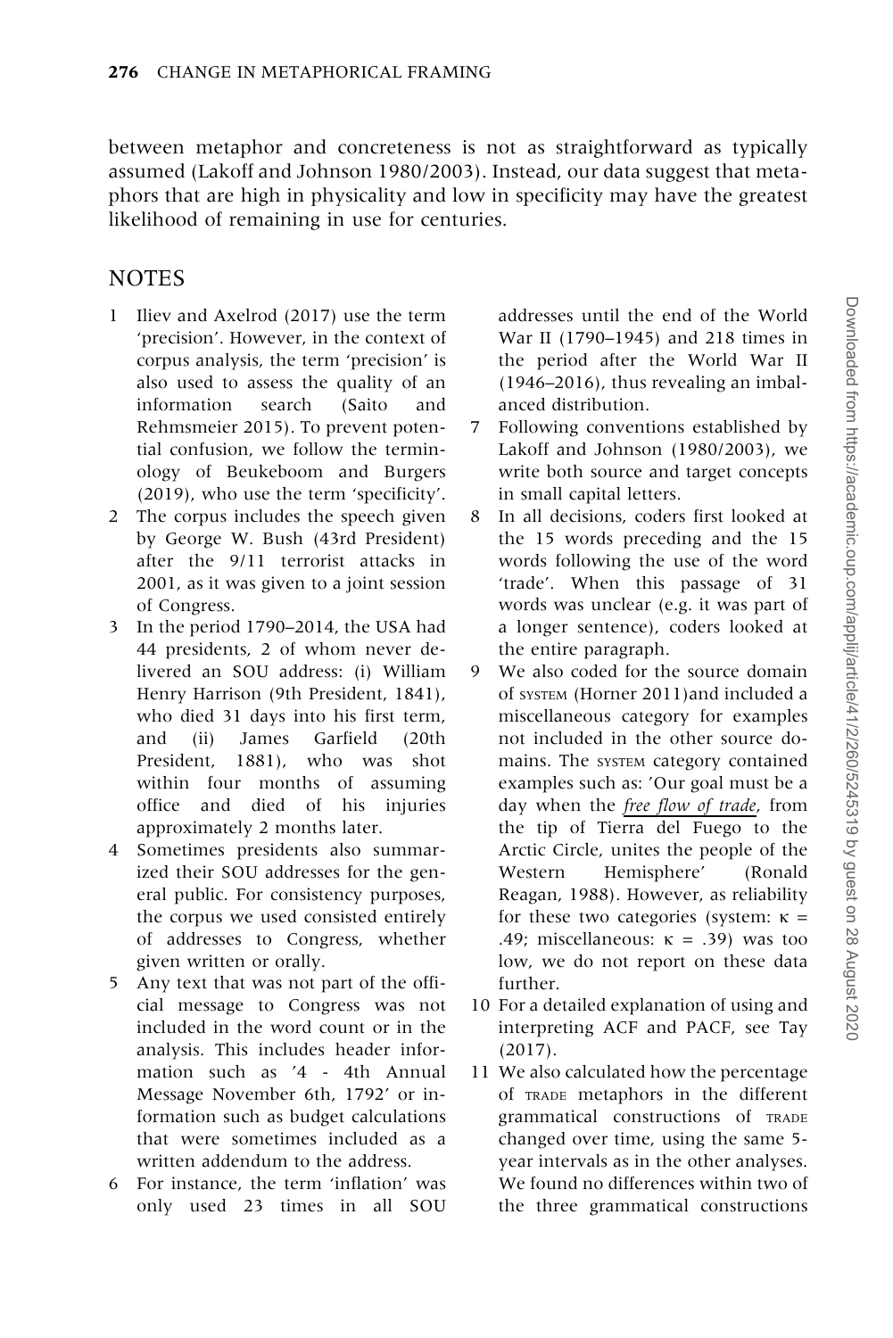between metaphor and concreteness is not as straightforward as typically assumed (Lakoff and Johnson 1980/2003). Instead, our data suggest that metaphors that are high in physicality and low in specificity may have the greatest likelihood of remaining in use for centuries.

## NOTES

1 Iliev and Axelrod (2017) use the term 'precision'. However, in the context of corpus analysis, the term 'precision' is also used to assess the quality of an information search (Saito and Rehmsmeier 2015). To prevent potential confusion, we follow the terminology of Beukeboom and Burgers (2019), who use the term 'specificity'.

2 The corpus includes the speech given by George W. Bush (43rd President) after the 9/11 terrorist attacks in 2001, as it was given to a joint session of Congress.

3 In the period 1790–2014, the USA had 44 presidents, 2 of whom never delivered an SOU address: (i) William Henry Harrison (9th President, 1841), who died 31 days into his first term, and (ii) James Garfield (20th President, 1881), who was shot within four months of assuming office and died of his injuries approximately 2 months later.

4 Sometimes presidents also summarized their SOU addresses for the general public. For consistency purposes, the corpus we used consisted entirely of addresses to Congress, whether given written or orally.

5 Any text that was not part of the official message to Congress was not included in the word count or in the analysis. This includes header information such as '4 - 4th Annual Message November 6th, 1792' or information such as budget calculations that were sometimes included as a written addendum to the address.

6 For instance, the term 'inflation' was only used 23 times in all SOU addresses until the end of the World War II (1790–1945) and 218 times in the period after the World War II (1946–2016), thus revealing an imbalanced distribution.

7 Following conventions established by Lakoff and Johnson (1980/2003), we write both source and target concepts in small capital letters.

8 In all decisions, coders first looked at the 15 words preceding and the 15 words following the use of the word 'trade'. When this passage of 31 words was unclear (e.g. it was part of a longer sentence), coders looked at the entire paragraph.

9 We also coded for the source domain of SYSTEM (Horner 2011)and included a miscellaneous category for examples not included in the other source domains. The SYSTEM category contained examples such as: 'Our goal must be a day when the *free flow of trade*, from the tip of Tierra del Fuego to the Arctic Circle, unites the people of the Western Hemisphere' (Ronald Reagan, 1988). However, as reliability for these two categories (system: $\kappa = .49$; miscellaneous: $\kappa = .39$) was too low, we do not report on these data further.

10 For a detailed explanation of using and interpreting ACF and PACF, see Tay (2017).

11 We also calculated how the percentage of TRADE metaphors in the different grammatical constructions of TRADE changed over time, using the same 5-year intervals as in the other analyses. We found no differences within two of the three grammatical constructions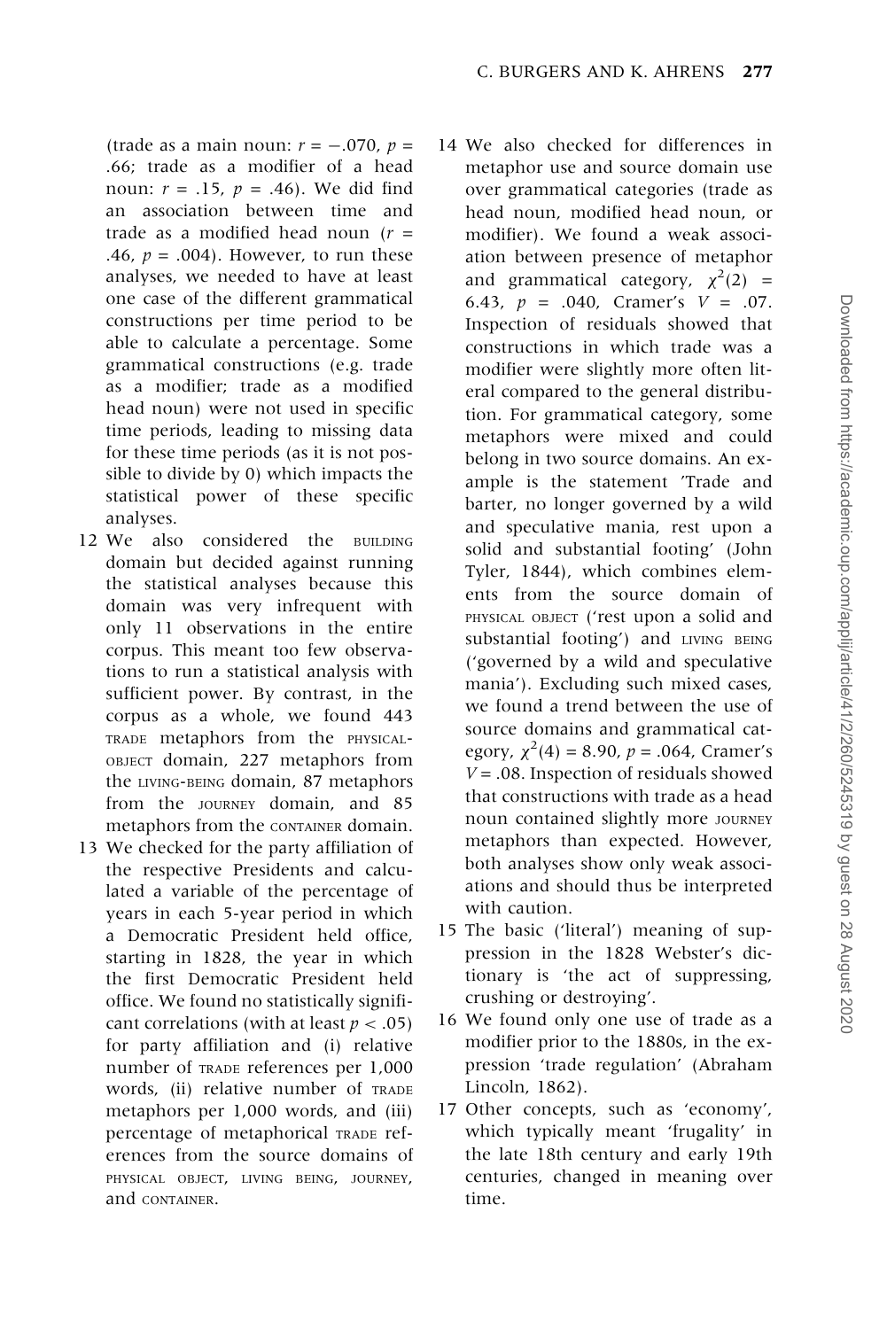(trade as a main noun: $r = -.070$, $p = .66$; trade as a modifier of a head noun: $r = .15$, $p = .46$). We did find an association between time and trade as a modified head noun ($r = .46$, $p = .004$). However, to run these analyses, we needed to have at least one case of the different grammatical constructions per time period to be able to calculate a percentage. Some grammatical constructions (e.g. trade as a modifier; trade as a modified head noun) were not used in specific time periods, leading to missing data for these time periods (as it is not possible to divide by 0) which impacts the statistical power of these specific analyses.

12 We also considered the BUILDING domain but decided against running the statistical analyses because this domain was very infrequent with only 11 observations in the entire corpus. This meant too few observations to run a statistical analysis with sufficient power. By contrast, in the corpus as a whole, we found 443 TRADE metaphors from the PHYSICAL-OBJECT domain, 227 metaphors from the LIVING-BEING domain, 87 metaphors from the JOURNEY domain, and 85 metaphors from the CONTAINER domain.

13 We checked for the party affiliation of the respective Presidents and calculated a variable of the percentage of years in each 5-year period in which a Democratic President held office, starting in 1828, the year in which the first Democratic President held office. We found no statistically significant correlations (with at least $p < .05$) for party affiliation and (i) relative number of TRADE references per 1,000 words, (ii) relative number of TRADE metaphors per 1,000 words, and (iii) percentage of metaphorical TRADE references from the source domains of PHYSICAL OBJECT, LIVING BEING, JOURNEY, and CONTAINER.

14 We also checked for differences in metaphor use and source domain use over grammatical categories (trade as head noun, modified head noun, or modifier). We found a weak association between presence of metaphor and grammatical category, $\chi^2(2) = 6.43$, $p = .040$, Cramer's $V = .07$. Inspection of residuals showed that constructions in which trade was a modifier were slightly more often literal compared to the general distribution. For grammatical category, some metaphors were mixed and could belong in two source domains. An example is the statement 'Trade and barter, no longer governed by a wild and speculative mania, rest upon a solid and substantial footing' (John Tyler, 1844), which combines elements from the source domain of PHYSICAL OBJECT ('rest upon a solid and substantial footing') and LIVING BEING ('governed by a wild and speculative mania'). Excluding such mixed cases, we found a trend between the use of source domains and grammatical category, $\chi^2(4) = 8.90$, $p = .064$, Cramer's $V = .08$. Inspection of residuals showed that constructions with trade as a head noun contained slightly more JOURNEY metaphors than expected. However, both analyses show only weak associations and should thus be interpreted with caution.

15 The basic ('literal') meaning of suppression in the 1828 Webster's dictionary is 'the act of suppressing, crushing or destroying'.

16 We found only one use of trade as a modifier prior to the 1880s, in the expression 'trade regulation' (Abraham Lincoln, 1862).

17 Other concepts, such as 'economy', which typically meant 'frugality' in the late 18th century and early 19th centuries, changed in meaning over time.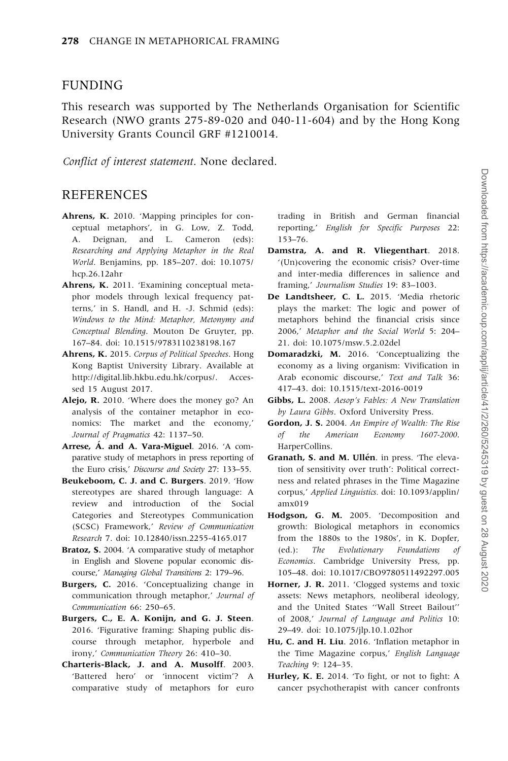## FUNDING

This research was supported by The Netherlands Organisation for Scientific Research (NWO grants 275-89-020 and 040-11-604) and by the Hong Kong University Grants Council GRF #1210014.

*Conflict of interest statement*. None declared.

## REFERENCES

**Ahrens, K.** 2010. 'Mapping principles for conceptual metaphors', in G. Low, Z. Todd, A. Deignan, and L. Cameron (eds): *Researching and Applying Metaphor in the Real World*. Benjamins, pp. 185–207. doi: 10.1075/hcp.26.12ahr

**Ahrens, K.** 2011. 'Examining conceptual metaphor models through lexical frequency patterns,' in S. Handl, and H. -J. Schmid (eds): *Windows to the Mind: Metaphor, Metonymy and Conceptual Blending*. Mouton De Gruyter, pp. 167–84. doi: 10.1515/9783110238198.167

**Ahrens, K.** 2015. *Corpus of Political Speeches*. Hong Kong Baptist University Library. Available at http://digital.lib.hkbu.edu.hk/corpus/. Accessed 15 August 2017.

**Alejo, R.** 2010. 'Where does the money go? An analysis of the container metaphor in economics: The market and the economy,' *Journal of Pragmatics* 42: 1137–50.

**Arrese, Á. and A. Vara-Miguel**. 2016. 'A comparative study of metaphors in press reporting of the Euro crisis,' *Discourse and Society* 27: 133–55.

**Beukeboom, C. J. and C. Burgers**. 2019. 'How stereotypes are shared through language: A review and introduction of the Social Categories and Stereotypes Communication (SCSC) Framework,' *Review of Communication Research* 7. doi: 10.12840/issn.2255-4165.017

**Bratoz, S.** 2004. 'A comparative study of metaphor in English and Slovene popular economic discourse,' *Managing Global Transitions* 2: 179–96.

**Burgers, C.** 2016. 'Conceptualizing change in communication through metaphor,' *Journal of Communication* 66: 250–65.

**Burgers, C., E. A. Konijn, and G. J. Steen**. 2016. 'Figurative framing: Shaping public discourse through metaphor, hyperbole and irony,' *Communication Theory* 26: 410–30.

**Charteris-Black, J. and A. Musolff**. 2003. 'Battered hero' or 'innocent victim'? A comparative study of metaphors for euro trading in British and German financial reporting,' *English for Specific Purposes* 22: 153–76.

**Damstra, A. and R. Vliegenthart**. 2018. '(Un)covering the economic crisis? Over-time and inter-media differences in salience and framing,' *Journalism Studies* 19: 83–1003.

**De Landtsheer, C. L.** 2015. 'Media rhetoric plays the market: The logic and power of metaphors behind the financial crisis since 2006,' *Metaphor and the Social World* 5: 204–21. doi: 10.1075/msw.5.2.02del

**Domaradzki, M.** 2016. 'Conceptualizing the economy as a living organism: Vivification in Arab economic discourse,' *Text and Talk* 36: 417–43. doi: 10.1515/text-2016-0019

**Gibbs, L.** 2008. *Aesop's Fables: A New Translation by Laura Gibbs*. Oxford University Press.

**Gordon, J. S.** 2004. *An Empire of Wealth: The Rise of the American Economy 1607-2000*. HarperCollins.

**Granath, S. and M. Ullén**. in press. 'The elevation of sensitivity over truth': Political correctness and related phrases in the Time Magazine corpus,' *Applied Linguistics*. doi: 10.1093/applin/amx019

**Hodgson, G. M.** 2005. 'Decomposition and growth: Biological metaphors in economics from the 1880s to the 1980s', in K. Dopfer, (ed.): *The Evolutionary Foundations of Economics*. Cambridge University Press, pp. 105–48. doi: 10.1017/CBO9780511492297.005

**Horner, J. R.** 2011. 'Clogged systems and toxic assets: News metaphors, neoliberal ideology, and the United States ''Wall Street Bailout'' of 2008,' *Journal of Language and Politics* 10: 29–49. doi: 10.1075/jlp.10.1.02hor

**Hu, C. and H. Liu**. 2016. 'Inflation metaphor in the Time Magazine corpus,' *English Language Teaching* 9: 124–35.

**Hurley, K. E.** 2014. 'To fight, or not to fight: A cancer psychotherapist with cancer confronts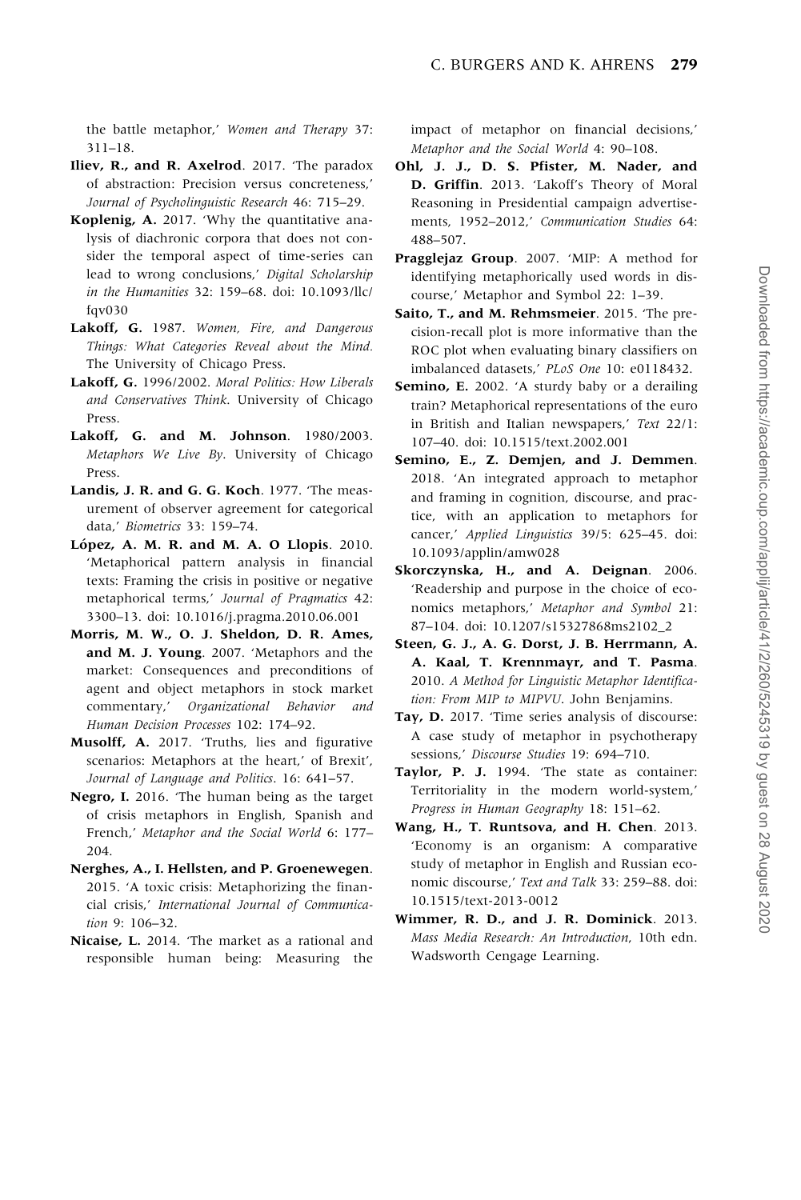the battle metaphor,' *Women and Therapy* 37: 311–18.

**Iliev, R., and R. Axelrod**. 2017. 'The paradox of abstraction: Precision versus concreteness,' *Journal of Psycholinguistic Research* 46: 715–29.

**Koplenig, A.** 2017. 'Why the quantitative analysis of diachronic corpora that does not consider the temporal aspect of time-series can lead to wrong conclusions,' *Digital Scholarship in the Humanities* 32: 159–68. doi: 10.1093/llc/fqv030

**Lakoff, G.** 1987. *Women, Fire, and Dangerous Things: What Categories Reveal about the Mind.* The University of Chicago Press.

**Lakoff, G.** 1996/2002. *Moral Politics: How Liberals and Conservatives Think*. University of Chicago Press.

**Lakoff, G. and M. Johnson**. 1980/2003. *Metaphors We Live By*. University of Chicago Press.

**Landis, J. R. and G. G. Koch**. 1977. 'The measurement of observer agreement for categorical data,' *Biometrics* 33: 159–74.

**López, A. M. R. and M. A. O Llopis**. 2010. 'Metaphorical pattern analysis in financial texts: Framing the crisis in positive or negative metaphorical terms,' *Journal of Pragmatics* 42: 3300–13. doi: 10.1016/j.pragma.2010.06.001

**Morris, M. W., O. J. Sheldon, D. R. Ames, and M. J. Young**. 2007. 'Metaphors and the market: Consequences and preconditions of agent and object metaphors in stock market commentary,' *Organizational Behavior and Human Decision Processes* 102: 174–92.

**Musolff, A.** 2017. 'Truths, lies and figurative scenarios: Metaphors at the heart,' of Brexit', *Journal of Language and Politics*. 16: 641–57.

**Negro, I.** 2016. 'The human being as the target of crisis metaphors in English, Spanish and French,' *Metaphor and the Social World* 6: 177–204.

**Nerghes, A., I. Hellsten, and P. Groenewegen**. 2015. 'A toxic crisis: Metaphorizing the financial crisis,' *International Journal of Communication* 9: 106–32.

**Nicaise, L.** 2014. 'The market as a rational and responsible human being: Measuring the impact of metaphor on financial decisions,' *Metaphor and the Social World* 4: 90–108.

**Ohl, J. J., D. S. Pfister, M. Nader, and D. Griffin**. 2013. 'Lakoff's Theory of Moral Reasoning in Presidential campaign advertisements, 1952–2012,' *Communication Studies* 64: 488–507.

**Pragglejaz Group**. 2007. 'MIP: A method for identifying metaphorically used words in discourse,' Metaphor and Symbol 22: 1–39.

**Saito, T., and M. Rehmsmeier**. 2015. 'The precision-recall plot is more informative than the ROC plot when evaluating binary classifiers on imbalanced datasets,' *PLoS One* 10: e0118432.

**Semino, E.** 2002. 'A sturdy baby or a derailing train? Metaphorical representations of the euro in British and Italian newspapers,' *Text* 22/1: 107–40. doi: 10.1515/text.2002.001

**Semino, E., Z. Demjen, and J. Demmen**. 2018. 'An integrated approach to metaphor and framing in cognition, discourse, and practice, with an application to metaphors for cancer,' *Applied Linguistics* 39/5: 625–45. doi: 10.1093/applin/amw028

**Skorczynska, H., and A. Deignan**. 2006. 'Readership and purpose in the choice of economics metaphors,' *Metaphor and Symbol* 21: 87–104. doi: 10.1207/s15327868ms2102_2

**Steen, G. J., A. G. Dorst, J. B. Herrmann, A. A. Kaal, T. Krennmayr, and T. Pasma**. 2010. *A Method for Linguistic Metaphor Identification: From MIP to MIPVU*. John Benjamins.

**Tay, D.** 2017. 'Time series analysis of discourse: A case study of metaphor in psychotherapy sessions,' *Discourse Studies* 19: 694–710.

**Taylor, P. J.** 1994. 'The state as container: Territoriality in the modern world-system,' *Progress in Human Geography* 18: 151–62.

**Wang, H., T. Runtsova, and H. Chen**. 2013. 'Economy is an organism: A comparative study of metaphor in English and Russian economic discourse,' *Text and Talk* 33: 259–88. doi: 10.1515/text-2013-0012

**Wimmer, R. D., and J. R. Dominick**. 2013. *Mass Media Research: An Introduction*, 10th edn. Wadsworth Cengage Learning.